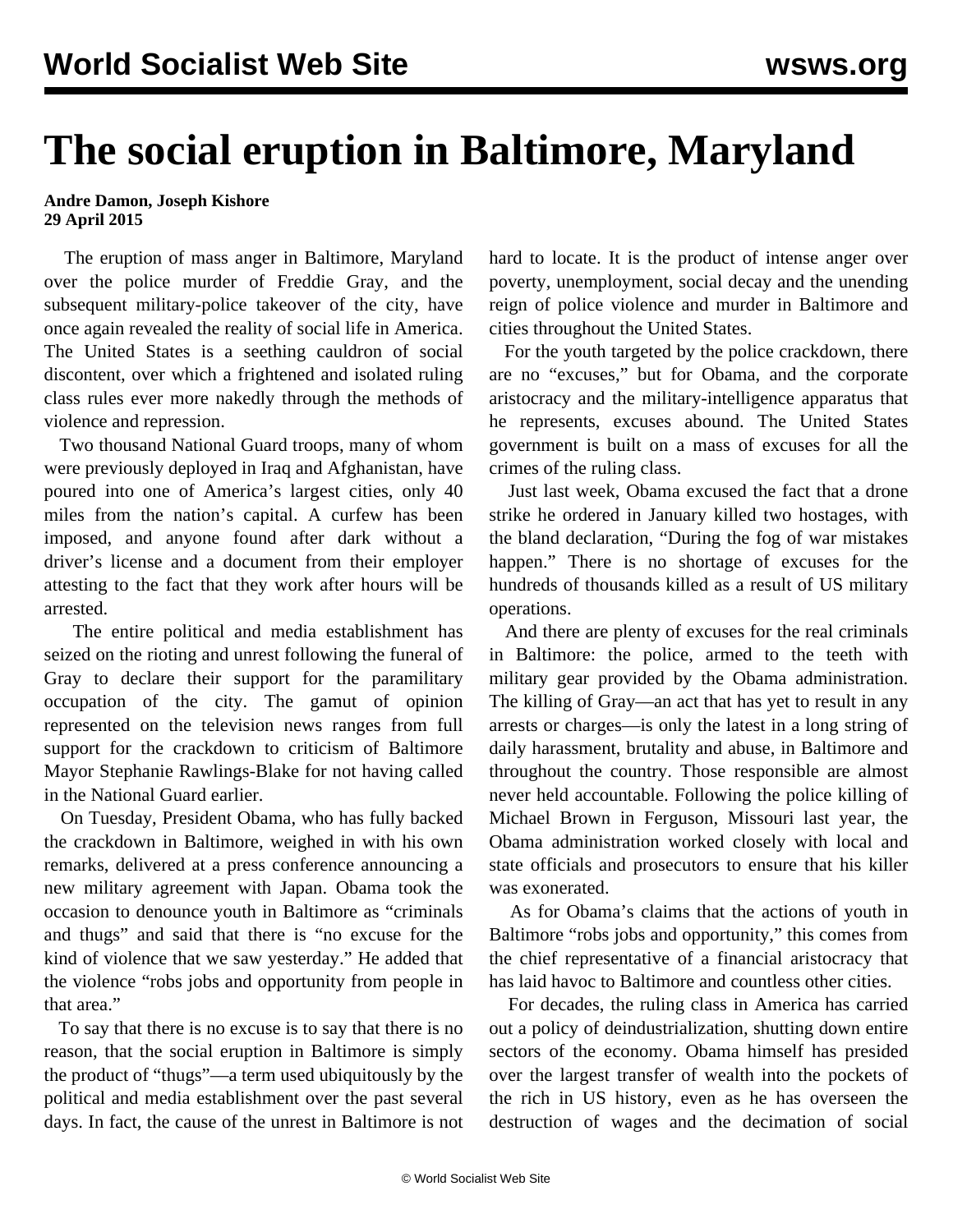# The social eruption in Baltimore, Maryland

**Andre Damon, Joseph Kishore**
**29 April 2015**

The eruption of mass anger in Baltimore, Maryland over the police murder of Freddie Gray, and the subsequent military-police takeover of the city, have once again revealed the reality of social life in America. The United States is a seething cauldron of social discontent, over which a frightened and isolated ruling class rules ever more nakedly through the methods of violence and repression.

Two thousand National Guard troops, many of whom were previously deployed in Iraq and Afghanistan, have poured into one of America's largest cities, only 40 miles from the nation's capital. A curfew has been imposed, and anyone found after dark without a driver's license and a document from their employer attesting to the fact that they work after hours will be arrested.

The entire political and media establishment has seized on the rioting and unrest following the funeral of Gray to declare their support for the paramilitary occupation of the city. The gamut of opinion represented on the television news ranges from full support for the crackdown to criticism of Baltimore Mayor Stephanie Rawlings-Blake for not having called in the National Guard earlier.

On Tuesday, President Obama, who has fully backed the crackdown in Baltimore, weighed in with his own remarks, delivered at a press conference announcing a new military agreement with Japan. Obama took the occasion to denounce youth in Baltimore as "criminals and thugs" and said that there is "no excuse for the kind of violence that we saw yesterday." He added that the violence "robs jobs and opportunity from people in that area."

To say that there is no excuse is to say that there is no reason, that the social eruption in Baltimore is simply the product of "thugs"—a term used ubiquitously by the political and media establishment over the past several days. In fact, the cause of the unrest in Baltimore is not hard to locate. It is the product of intense anger over poverty, unemployment, social decay and the unending reign of police violence and murder in Baltimore and cities throughout the United States.

For the youth targeted by the police crackdown, there are no "excuses," but for Obama, and the corporate aristocracy and the military-intelligence apparatus that he represents, excuses abound. The United States government is built on a mass of excuses for all the crimes of the ruling class.

Just last week, Obama excused the fact that a drone strike he ordered in January killed two hostages, with the bland declaration, "During the fog of war mistakes happen." There is no shortage of excuses for the hundreds of thousands killed as a result of US military operations.

And there are plenty of excuses for the real criminals in Baltimore: the police, armed to the teeth with military gear provided by the Obama administration. The killing of Gray—an act that has yet to result in any arrests or charges—is only the latest in a long string of daily harassment, brutality and abuse, in Baltimore and throughout the country. Those responsible are almost never held accountable. Following the police killing of Michael Brown in Ferguson, Missouri last year, the Obama administration worked closely with local and state officials and prosecutors to ensure that his killer was exonerated.

As for Obama's claims that the actions of youth in Baltimore "robs jobs and opportunity," this comes from the chief representative of a financial aristocracy that has laid havoc to Baltimore and countless other cities.

For decades, the ruling class in America has carried out a policy of deindustrialization, shutting down entire sectors of the economy. Obama himself has presided over the largest transfer of wealth into the pockets of the rich in US history, even as he has overseen the destruction of wages and the decimation of social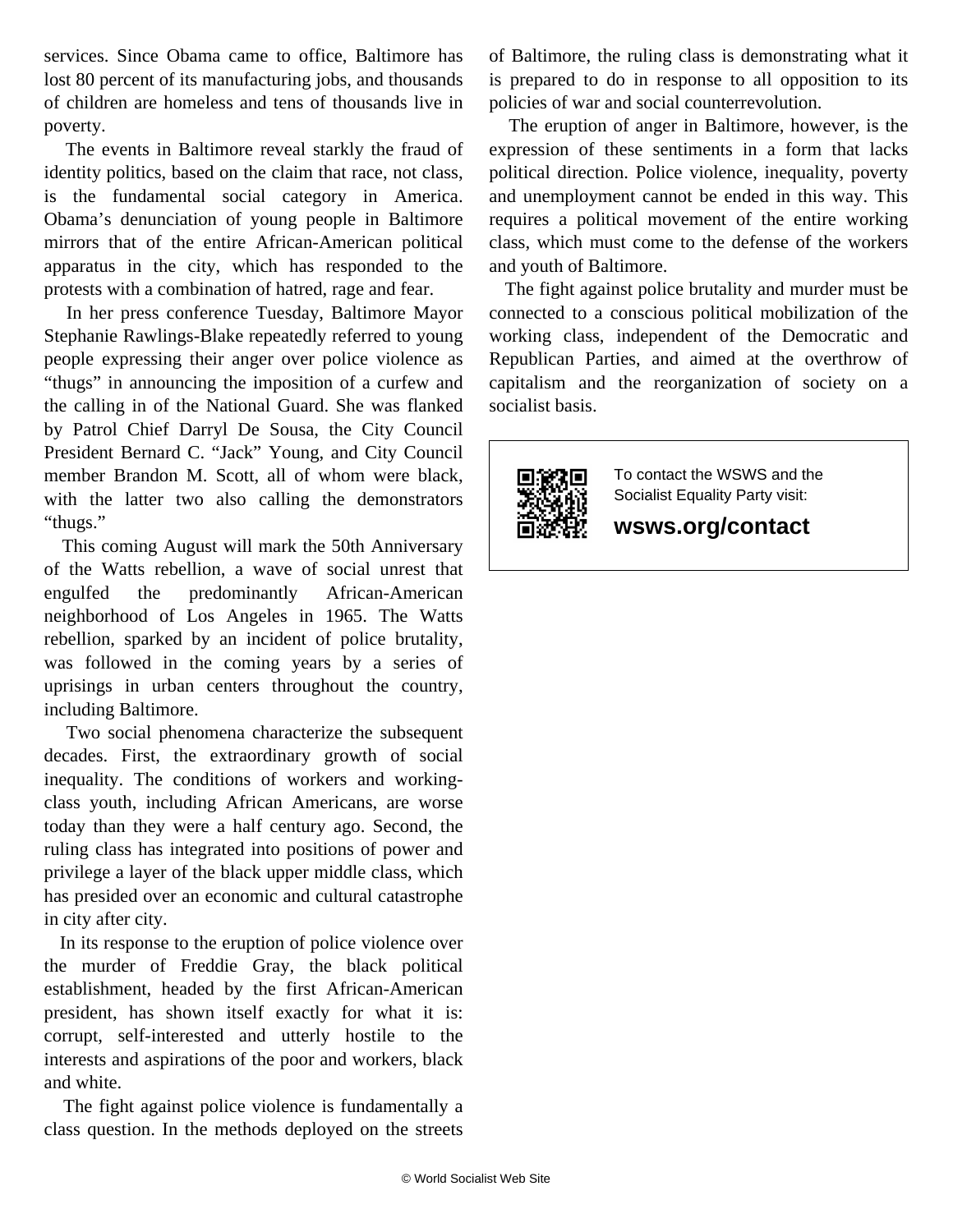services. Since Obama came to office, Baltimore has lost 80 percent of its manufacturing jobs, and thousands of children are homeless and tens of thousands live in poverty.

The events in Baltimore reveal starkly the fraud of identity politics, based on the claim that race, not class, is the fundamental social category in America. Obama's denunciation of young people in Baltimore mirrors that of the entire African-American political apparatus in the city, which has responded to the protests with a combination of hatred, rage and fear.

In her press conference Tuesday, Baltimore Mayor Stephanie Rawlings-Blake repeatedly referred to young people expressing their anger over police violence as "thugs" in announcing the imposition of a curfew and the calling in of the National Guard. She was flanked by Patrol Chief Darryl De Sousa, the City Council President Bernard C. "Jack" Young, and City Council member Brandon M. Scott, all of whom were black, with the latter two also calling the demonstrators "thugs."

This coming August will mark the 50th Anniversary of the Watts rebellion, a wave of social unrest that engulfed the predominantly African-American neighborhood of Los Angeles in 1965. The Watts rebellion, sparked by an incident of police brutality, was followed in the coming years by a series of uprisings in urban centers throughout the country, including Baltimore.

Two social phenomena characterize the subsequent decades. First, the extraordinary growth of social inequality. The conditions of workers and working-class youth, including African Americans, are worse today than they were a half century ago. Second, the ruling class has integrated into positions of power and privilege a layer of the black upper middle class, which has presided over an economic and cultural catastrophe in city after city.

In its response to the eruption of police violence over the murder of Freddie Gray, the black political establishment, headed by the first African-American president, has shown itself exactly for what it is: corrupt, self-interested and utterly hostile to the interests and aspirations of the poor and workers, black and white.

The fight against police violence is fundamentally a class question. In the methods deployed on the streets of Baltimore, the ruling class is demonstrating what it is prepared to do in response to all opposition to its policies of war and social counterrevolution.

The eruption of anger in Baltimore, however, is the expression of these sentiments in a form that lacks political direction. Police violence, inequality, poverty and unemployment cannot be ended in this way. This requires a political movement of the entire working class, which must come to the defense of the workers and youth of Baltimore.

The fight against police brutality and murder must be connected to a conscious political mobilization of the working class, independent of the Democratic and Republican Parties, and aimed at the overthrow of capitalism and the reorganization of society on a socialist basis.

To contact the WSWS and the Socialist Equality Party visit:

**wsws.org/contact**